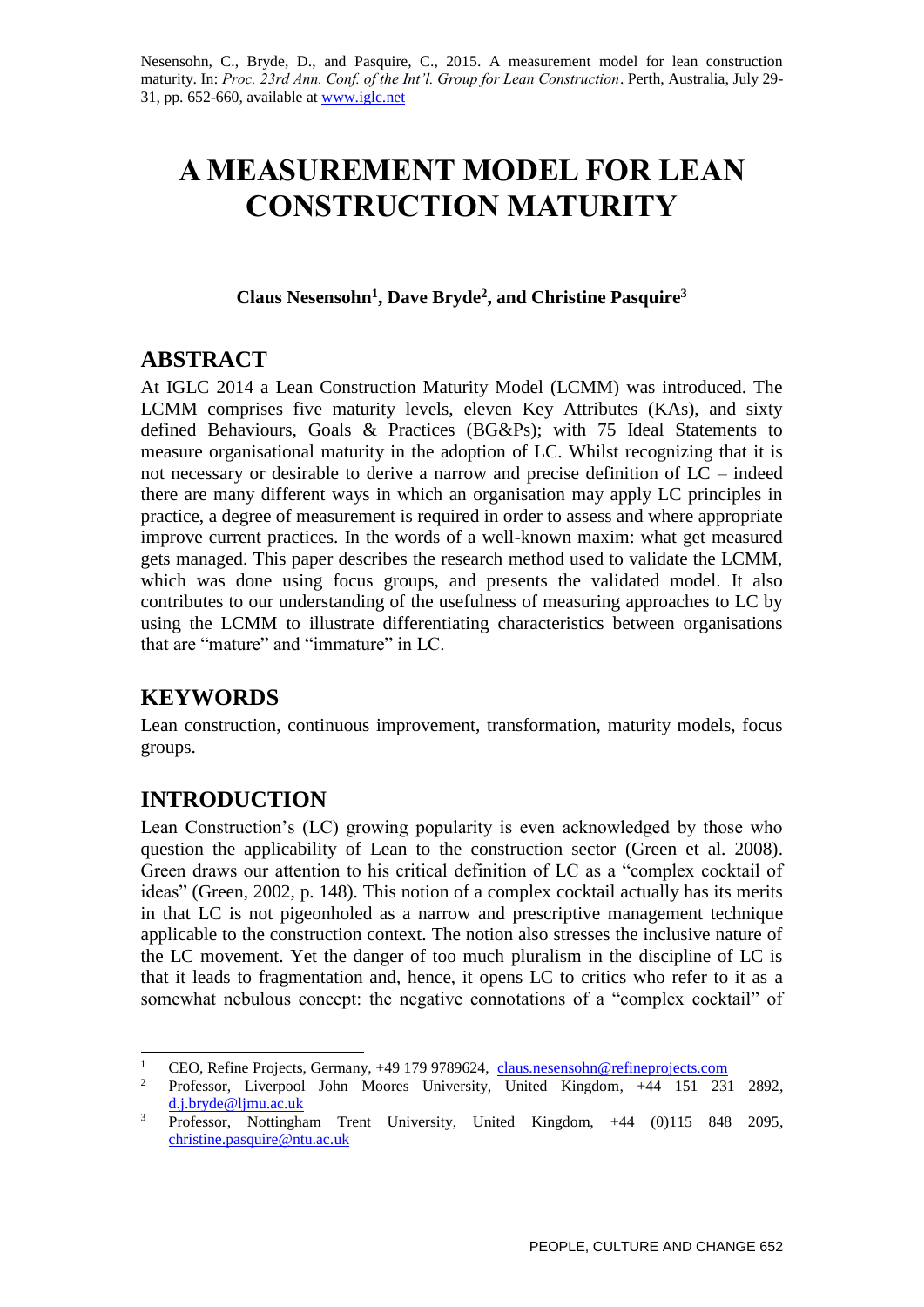Nesensohn, C., Bryde, D., and Pasquire, C., 2015. A measurement model for lean construction maturity. In: *Proc. 23rd Ann. Conf. of the Int'l. Group for Lean Construction*. Perth, Australia, July 29-31, pp. 652-660, available at www.iglc.net

# A MEASUREMENT MODEL FOR LEAN CONSTRUCTION MATURITY

**Claus Nesensohn[1], Dave Bryde[2], and Christine Pasquire[3]**

## ABSTRACT

At IGLC 2014 a Lean Construction Maturity Model (LCMM) was introduced. The LCMM comprises five maturity levels, eleven Key Attributes (KAs), and sixty defined Behaviours, Goals & Practices (BG&Ps); with 75 Ideal Statements to measure organisational maturity in the adoption of LC. Whilst recognizing that it is not necessary or desirable to derive a narrow and precise definition of LC – indeed there are many different ways in which an organisation may apply LC principles in practice, a degree of measurement is required in order to assess and where appropriate improve current practices. In the words of a well-known maxim: what get measured gets managed. This paper describes the research method used to validate the LCMM, which was done using focus groups, and presents the validated model. It also contributes to our understanding of the usefulness of measuring approaches to LC by using the LCMM to illustrate differentiating characteristics between organisations that are "mature" and "immature" in LC.

## KEYWORDS

Lean construction, continuous improvement, transformation, maturity models, focus groups.

## INTRODUCTION

Lean Construction's (LC) growing popularity is even acknowledged by those who question the applicability of Lean to the construction sector (Green et al. 2008). Green draws our attention to his critical definition of LC as a "complex cocktail of ideas" (Green, 2002, p. 148). This notion of a complex cocktail actually has its merits in that LC is not pigeonholed as a narrow and prescriptive management technique applicable to the construction context. The notion also stresses the inclusive nature of the LC movement. Yet the danger of too much pluralism in the discipline of LC is that it leads to fragmentation and, hence, it opens LC to critics who refer to it as a somewhat nebulous concept: the negative connotations of a "complex cocktail" of

---

[1] CEO, Refine Projects, Germany, +49 179 9789624, claus.nesensohn@refineprojects.com

[2] Professor, Liverpool John Moores University, United Kingdom, +44 151 231 2892, d.j.bryde@ljmu.ac.uk

[3] Professor, Nottingham Trent University, United Kingdom, +44 (0)115 848 2095, christine.pasquire@ntu.ac.uk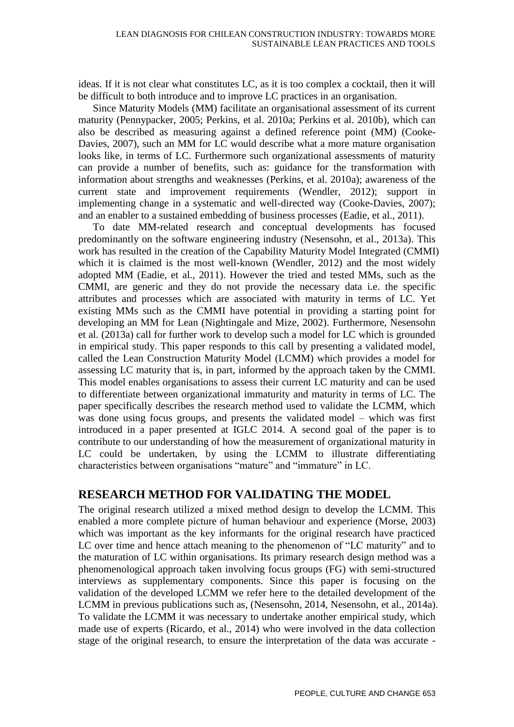ideas. If it is not clear what constitutes LC, as it is too complex a cocktail, then it will be difficult to both introduce and to improve LC practices in an organisation.

Since Maturity Models (MM) facilitate an organisational assessment of its current maturity (Pennypacker, 2005; Perkins, et al. 2010a; Perkins et al. 2010b), which can also be described as measuring against a defined reference point (MM) (Cooke-Davies, 2007), such an MM for LC would describe what a more mature organisation looks like, in terms of LC. Furthermore such organizational assessments of maturity can provide a number of benefits, such as: guidance for the transformation with information about strengths and weaknesses (Perkins, et al. 2010a); awareness of the current state and improvement requirements (Wendler, 2012); support in implementing change in a systematic and well-directed way (Cooke-Davies, 2007); and an enabler to a sustained embedding of business processes (Eadie, et al., 2011).

To date MM-related research and conceptual developments has focused predominantly on the software engineering industry (Nesensohn, et al., 2013a). This work has resulted in the creation of the Capability Maturity Model Integrated (CMMI) which it is claimed is the most well-known (Wendler, 2012) and the most widely adopted MM (Eadie, et al., 2011). However the tried and tested MMs, such as the CMMI, are generic and they do not provide the necessary data i.e. the specific attributes and processes which are associated with maturity in terms of LC. Yet existing MMs such as the CMMI have potential in providing a starting point for developing an MM for Lean (Nightingale and Mize, 2002). Furthermore, Nesensohn et al. (2013a) call for further work to develop such a model for LC which is grounded in empirical study. This paper responds to this call by presenting a validated model, called the Lean Construction Maturity Model (LCMM) which provides a model for assessing LC maturity that is, in part, informed by the approach taken by the CMMI. This model enables organisations to assess their current LC maturity and can be used to differentiate between organizational immaturity and maturity in terms of LC. The paper specifically describes the research method used to validate the LCMM, which was done using focus groups, and presents the validated model – which was first introduced in a paper presented at IGLC 2014. A second goal of the paper is to contribute to our understanding of how the measurement of organizational maturity in LC could be undertaken, by using the LCMM to illustrate differentiating characteristics between organisations "mature" and "immature" in LC.

## RESEARCH METHOD FOR VALIDATING THE MODEL

The original research utilized a mixed method design to develop the LCMM. This enabled a more complete picture of human behaviour and experience (Morse, 2003) which was important as the key informants for the original research have practiced LC over time and hence attach meaning to the phenomenon of "LC maturity" and to the maturation of LC within organisations. Its primary research design method was a phenomenological approach taken involving focus groups (FG) with semi-structured interviews as supplementary components. Since this paper is focusing on the validation of the developed LCMM we refer here to the detailed development of the LCMM in previous publications such as, (Nesensohn, 2014, Nesensohn, et al., 2014a). To validate the LCMM it was necessary to undertake another empirical study, which made use of experts (Ricardo, et al., 2014) who were involved in the data collection stage of the original research, to ensure the interpretation of the data was accurate -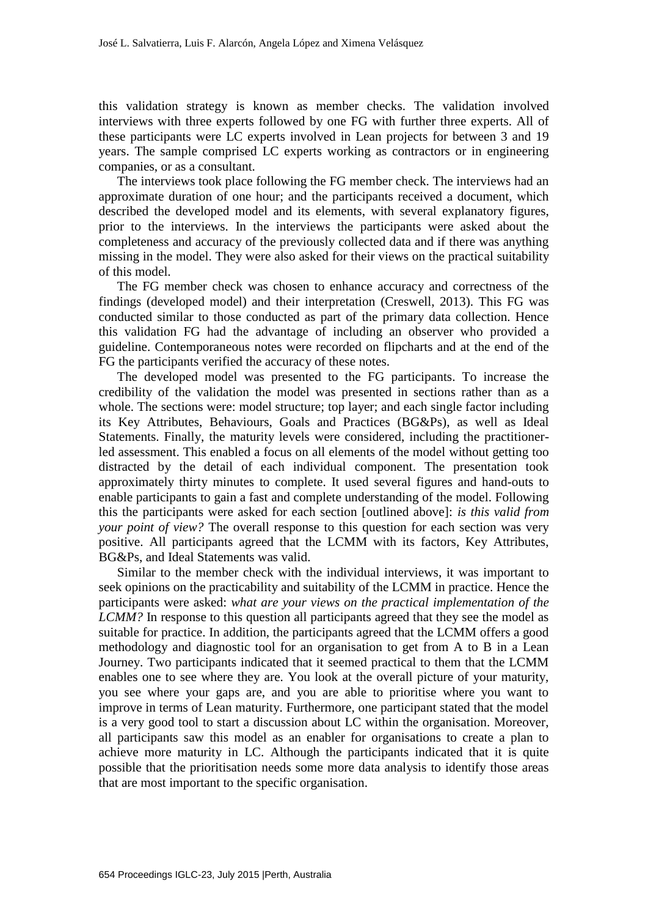this validation strategy is known as member checks. The validation involved interviews with three experts followed by one FG with further three experts. All of these participants were LC experts involved in Lean projects for between 3 and 19 years. The sample comprised LC experts working as contractors or in engineering companies, or as a consultant.

The interviews took place following the FG member check. The interviews had an approximate duration of one hour; and the participants received a document, which described the developed model and its elements, with several explanatory figures, prior to the interviews. In the interviews the participants were asked about the completeness and accuracy of the previously collected data and if there was anything missing in the model. They were also asked for their views on the practical suitability of this model.

The FG member check was chosen to enhance accuracy and correctness of the findings (developed model) and their interpretation (Creswell, 2013). This FG was conducted similar to those conducted as part of the primary data collection. Hence this validation FG had the advantage of including an observer who provided a guideline. Contemporaneous notes were recorded on flipcharts and at the end of the FG the participants verified the accuracy of these notes.

The developed model was presented to the FG participants. To increase the credibility of the validation the model was presented in sections rather than as a whole. The sections were: model structure; top layer; and each single factor including its Key Attributes, Behaviours, Goals and Practices (BG&Ps), as well as Ideal Statements. Finally, the maturity levels were considered, including the practitioner-led assessment. This enabled a focus on all elements of the model without getting too distracted by the detail of each individual component. The presentation took approximately thirty minutes to complete. It used several figures and hand-outs to enable participants to gain a fast and complete understanding of the model. Following this the participants were asked for each section [outlined above]: *is this valid from your point of view?* The overall response to this question for each section was very positive. All participants agreed that the LCMM with its factors, Key Attributes, BG&Ps, and Ideal Statements was valid.

Similar to the member check with the individual interviews, it was important to seek opinions on the practicability and suitability of the LCMM in practice. Hence the participants were asked: *what are your views on the practical implementation of the LCMM?* In response to this question all participants agreed that they see the model as suitable for practice. In addition, the participants agreed that the LCMM offers a good methodology and diagnostic tool for an organisation to get from A to B in a Lean Journey. Two participants indicated that it seemed practical to them that the LCMM enables one to see where they are. You look at the overall picture of your maturity, you see where your gaps are, and you are able to prioritise where you want to improve in terms of Lean maturity. Furthermore, one participant stated that the model is a very good tool to start a discussion about LC within the organisation. Moreover, all participants saw this model as an enabler for organisations to create a plan to achieve more maturity in LC. Although the participants indicated that it is quite possible that the prioritisation needs some more data analysis to identify those areas that are most important to the specific organisation.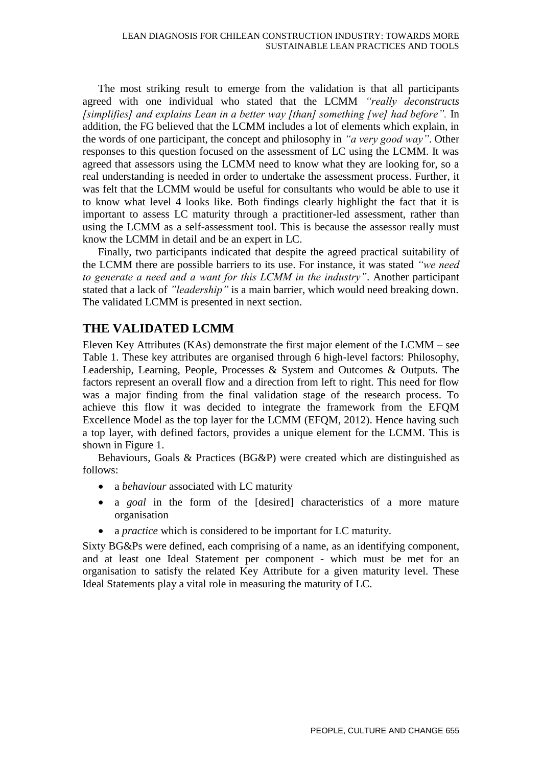The most striking result to emerge from the validation is that all participants agreed with one individual who stated that the LCMM *"really deconstructs [simplifies] and explains Lean in a better way [than] something [we] had before".* In addition, the FG believed that the LCMM includes a lot of elements which explain, in the words of one participant, the concept and philosophy in *"a very good way"*. Other responses to this question focused on the assessment of LC using the LCMM. It was agreed that assessors using the LCMM need to know what they are looking for, so a real understanding is needed in order to undertake the assessment process. Further, it was felt that the LCMM would be useful for consultants who would be able to use it to know what level 4 looks like. Both findings clearly highlight the fact that it is important to assess LC maturity through a practitioner-led assessment, rather than using the LCMM as a self-assessment tool. This is because the assessor really must know the LCMM in detail and be an expert in LC.

Finally, two participants indicated that despite the agreed practical suitability of the LCMM there are possible barriers to its use. For instance, it was stated *"we need to generate a need and a want for this LCMM in the industry"*. Another participant stated that a lack of *"leadership"* is a main barrier, which would need breaking down. The validated LCMM is presented in next section.

## THE VALIDATED LCMM

Eleven Key Attributes (KAs) demonstrate the first major element of the LCMM – see Table 1. These key attributes are organised through 6 high-level factors: Philosophy, Leadership, Learning, People, Processes & System and Outcomes & Outputs. The factors represent an overall flow and a direction from left to right. This need for flow was a major finding from the final validation stage of the research process. To achieve this flow it was decided to integrate the framework from the EFQM Excellence Model as the top layer for the LCMM (EFQM, 2012). Hence having such a top layer, with defined factors, provides a unique element for the LCMM. This is shown in Figure 1.

Behaviours, Goals & Practices (BG&P) were created which are distinguished as follows:

- a *behaviour* associated with LC maturity
- a *goal* in the form of the [desired] characteristics of a more mature organisation
- a *practice* which is considered to be important for LC maturity.

Sixty BG&Ps were defined, each comprising of a name, as an identifying component, and at least one Ideal Statement per component - which must be met for an organisation to satisfy the related Key Attribute for a given maturity level. These Ideal Statements play a vital role in measuring the maturity of LC.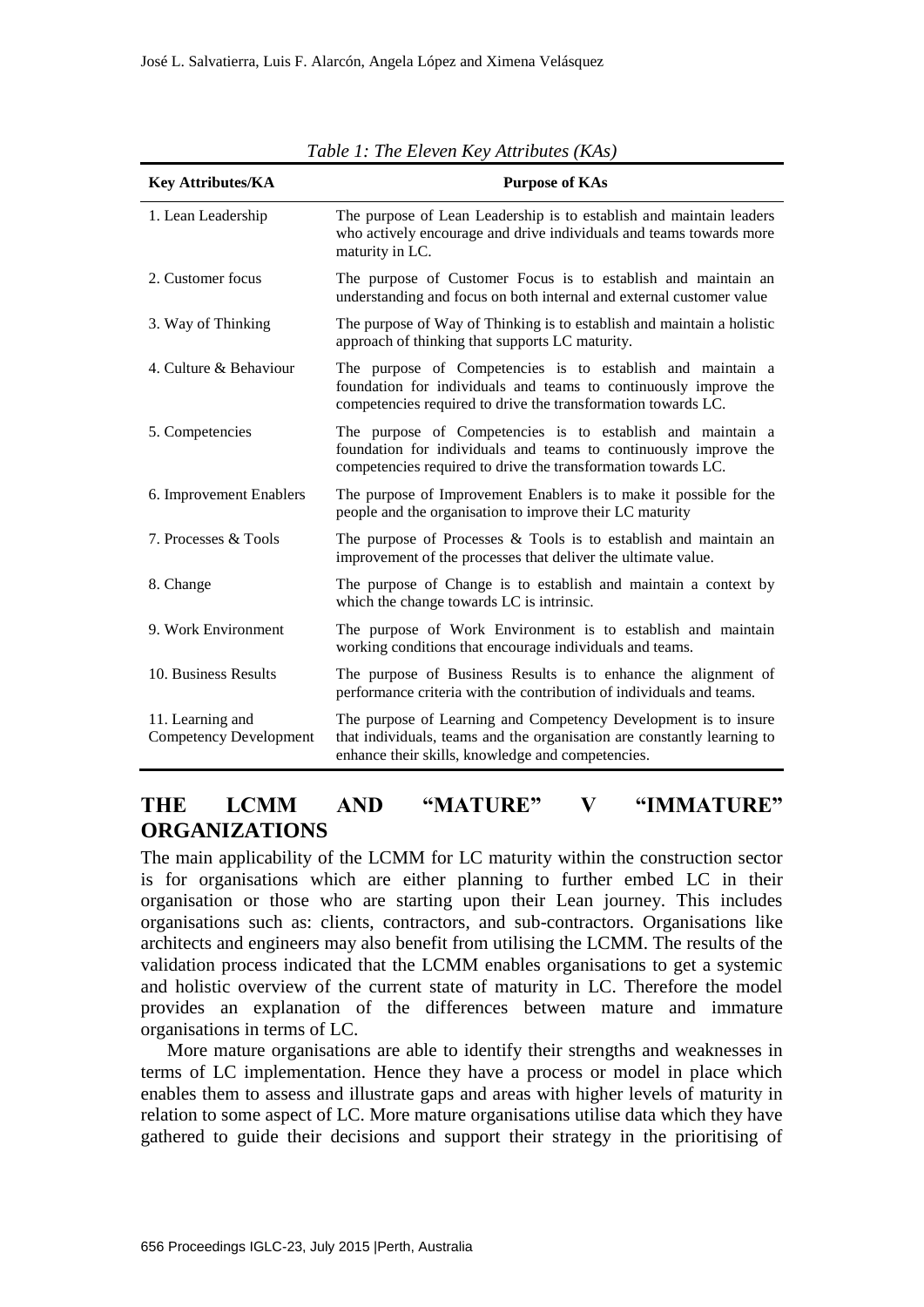*Table 1: The Eleven Key Attributes (KAs)*

| Key Attributes/KA | Purpose of KAs |
|---|---|
| 1. Lean Leadership | The purpose of Lean Leadership is to establish and maintain leaders who actively encourage and drive individuals and teams towards more maturity in LC. |
| 2. Customer focus | The purpose of Customer Focus is to establish and maintain an understanding and focus on both internal and external customer value |
| 3. Way of Thinking | The purpose of Way of Thinking is to establish and maintain a holistic approach of thinking that supports LC maturity. |
| 4. Culture & Behaviour | The purpose of Competencies is to establish and maintain a foundation for individuals and teams to continuously improve the competencies required to drive the transformation towards LC. |
| 5. Competencies | The purpose of Competencies is to establish and maintain a foundation for individuals and teams to continuously improve the competencies required to drive the transformation towards LC. |
| 6. Improvement Enablers | The purpose of Improvement Enablers is to make it possible for the people and the organisation to improve their LC maturity |
| 7. Processes & Tools | The purpose of Processes & Tools is to establish and maintain an improvement of the processes that deliver the ultimate value. |
| 8. Change | The purpose of Change is to establish and maintain a context by which the change towards LC is intrinsic. |
| 9. Work Environment | The purpose of Work Environment is to establish and maintain working conditions that encourage individuals and teams. |
| 10. Business Results | The purpose of Business Results is to enhance the alignment of performance criteria with the contribution of individuals and teams. |
| 11. Learning and Competency Development | The purpose of Learning and Competency Development is to insure that individuals, teams and the organisation are constantly learning to enhance their skills, knowledge and competencies. |

## THE LCMM AND "MATURE" V "IMMATURE" ORGANIZATIONS

The main applicability of the LCMM for LC maturity within the construction sector is for organisations which are either planning to further embed LC in their organisation or those who are starting upon their Lean journey. This includes organisations such as: clients, contractors, and sub-contractors. Organisations like architects and engineers may also benefit from utilising the LCMM. The results of the validation process indicated that the LCMM enables organisations to get a systemic and holistic overview of the current state of maturity in LC. Therefore the model provides an explanation of the differences between mature and immature organisations in terms of LC.

More mature organisations are able to identify their strengths and weaknesses in terms of LC implementation. Hence they have a process or model in place which enables them to assess and illustrate gaps and areas with higher levels of maturity in relation to some aspect of LC. More mature organisations utilise data which they have gathered to guide their decisions and support their strategy in the prioritising of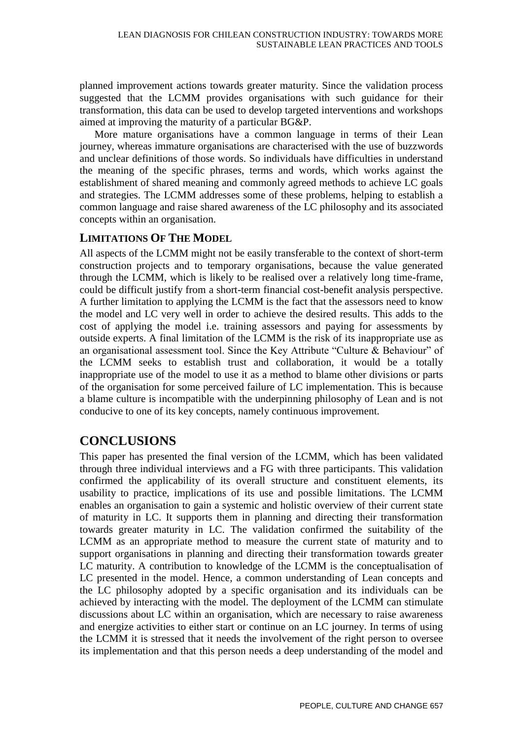planned improvement actions towards greater maturity. Since the validation process suggested that the LCMM provides organisations with such guidance for their transformation, this data can be used to develop targeted interventions and workshops aimed at improving the maturity of a particular BG&P.

More mature organisations have a common language in terms of their Lean journey, whereas immature organisations are characterised with the use of buzzwords and unclear definitions of those words. So individuals have difficulties in understand the meaning of the specific phrases, terms and words, which works against the establishment of shared meaning and commonly agreed methods to achieve LC goals and strategies. The LCMM addresses some of these problems, helping to establish a common language and raise shared awareness of the LC philosophy and its associated concepts within an organisation.

### LIMITATIONS OF THE MODEL

All aspects of the LCMM might not be easily transferable to the context of short-term construction projects and to temporary organisations, because the value generated through the LCMM, which is likely to be realised over a relatively long time-frame, could be difficult justify from a short-term financial cost-benefit analysis perspective. A further limitation to applying the LCMM is the fact that the assessors need to know the model and LC very well in order to achieve the desired results. This adds to the cost of applying the model i.e. training assessors and paying for assessments by outside experts. A final limitation of the LCMM is the risk of its inappropriate use as an organisational assessment tool. Since the Key Attribute "Culture & Behaviour" of the LCMM seeks to establish trust and collaboration, it would be a totally inappropriate use of the model to use it as a method to blame other divisions or parts of the organisation for some perceived failure of LC implementation. This is because a blame culture is incompatible with the underpinning philosophy of Lean and is not conducive to one of its key concepts, namely continuous improvement.

## CONCLUSIONS

This paper has presented the final version of the LCMM, which has been validated through three individual interviews and a FG with three participants. This validation confirmed the applicability of its overall structure and constituent elements, its usability to practice, implications of its use and possible limitations. The LCMM enables an organisation to gain a systemic and holistic overview of their current state of maturity in LC. It supports them in planning and directing their transformation towards greater maturity in LC. The validation confirmed the suitability of the LCMM as an appropriate method to measure the current state of maturity and to support organisations in planning and directing their transformation towards greater LC maturity. A contribution to knowledge of the LCMM is the conceptualisation of LC presented in the model. Hence, a common understanding of Lean concepts and the LC philosophy adopted by a specific organisation and its individuals can be achieved by interacting with the model. The deployment of the LCMM can stimulate discussions about LC within an organisation, which are necessary to raise awareness and energize activities to either start or continue on an LC journey. In terms of using the LCMM it is stressed that it needs the involvement of the right person to oversee its implementation and that this person needs a deep understanding of the model and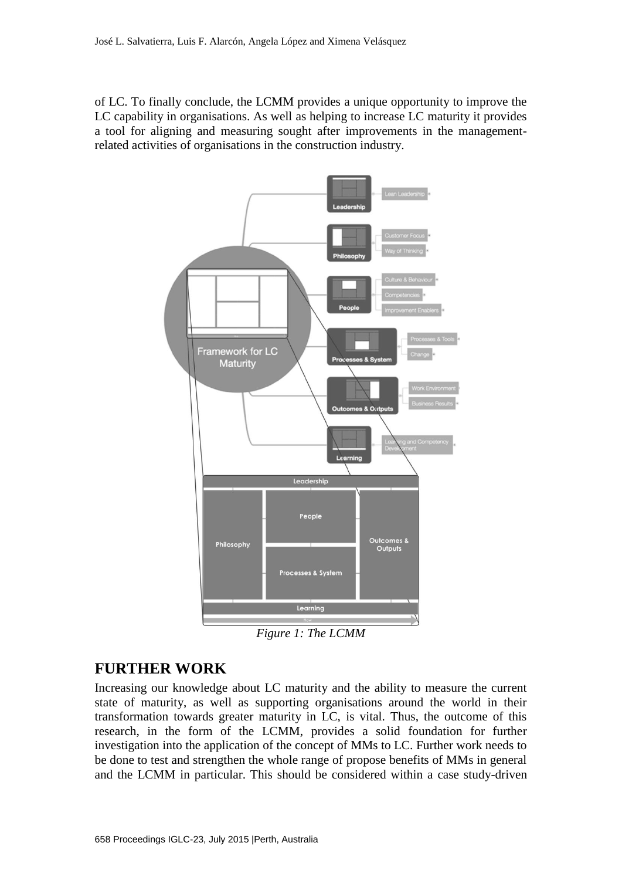of LC. To finally conclude, the LCMM provides a unique opportunity to improve the LC capability in organisations. As well as helping to increase LC maturity it provides a tool for aligning and measuring sought after improvements in the management-related activities of organisations in the construction industry.

*Figure 1: The LCMM*

## FURTHER WORK

Increasing our knowledge about LC maturity and the ability to measure the current state of maturity, as well as supporting organisations around the world in their transformation towards greater maturity in LC, is vital. Thus, the outcome of this research, in the form of the LCMM, provides a solid foundation for further investigation into the application of the concept of MMs to LC. Further work needs to be done to test and strengthen the whole range of propose benefits of MMs in general and the LCMM in particular. This should be considered within a case study-driven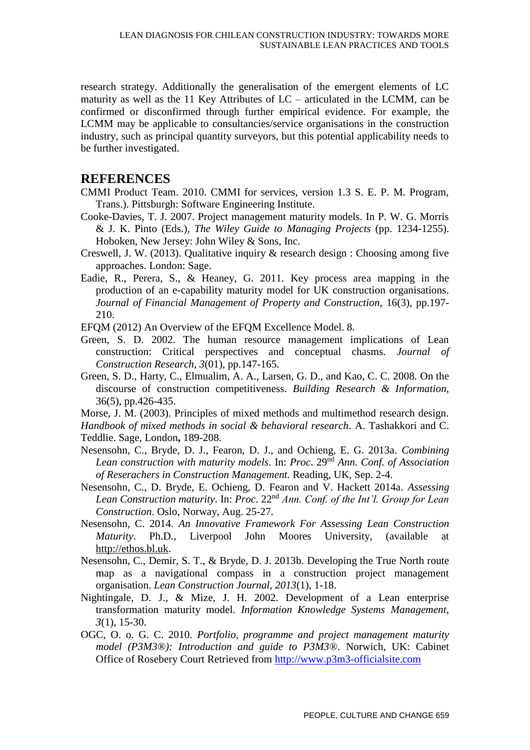research strategy. Additionally the generalisation of the emergent elements of LC maturity as well as the 11 Key Attributes of LC – articulated in the LCMM, can be confirmed or disconfirmed through further empirical evidence. For example, the LCMM may be applicable to consultancies/service organisations in the construction industry, such as principal quantity surveyors, but this potential applicability needs to be further investigated.

## REFERENCES

CMMI Product Team. 2010. CMMI for services, version 1.3 S. E. P. M. Program, Trans.). Pittsburgh: Software Engineering Institute.

Cooke-Davies, T. J. 2007. Project management maturity models. In P. W. G. Morris & J. K. Pinto (Eds.), *The Wiley Guide to Managing Projects* (pp. 1234-1255). Hoboken, New Jersey: John Wiley & Sons, Inc.

Creswell, J. W. (2013). Qualitative inquiry & research design : Choosing among five approaches. London: Sage.

Eadie, R., Perera, S., & Heaney, G. 2011. Key process area mapping in the production of an e-capability maturity model for UK construction organisations. *Journal of Financial Management of Property and Construction,* 16(3), pp.197-210.

EFQM (2012) An Overview of the EFQM Excellence Model. 8.

Green, S. D. 2002. The human resource management implications of Lean construction: Critical perspectives and conceptual chasms. *Journal of Construction Research, 3*(01), pp.147-165.

Green, S. D., Harty, C., Elmualim, A. A., Larsen, G. D., and Kao, C. C. 2008. On the discourse of construction competitiveness. *Building Research & Information,* 36(5), pp.426-435.

Morse, J. M. (2003). Principles of mixed methods and multimethod research design. *Handbook of mixed methods in social & behavioral research*. A. Tashakkori and C. Teddlie. Sage, London**,** 189-208.

Nesensohn, C., Bryde, D. J., Fearon, D. J., and Ochieng, E. G. 2013a. *Combining Lean construction with maturity models*. In: *Proc*. 29nd *Ann. Conf. of Association of Reseracher​s in Construction Management.* Reading, UK, Sep. 2-4.

Nesensohn, C., D. Bryde, E. Ochieng, D. Fearon and V. Hackett 2014a. *Assessing Lean Construction maturity*. In: *Proc*. 22nd *Ann. Conf. of the Int'l. Group for Lean Construction*. Oslo, Norway, Aug. 25-27.

Nesensohn, C. 2014. *An Innovative Framework For Assessing Lean Construction Maturity*. Ph.D., Liverpool John Moores University, (available at http://ethos.bl.uk.

Nesensohn, C., Demir, S. T., & Bryde, D. J. 2013b. Developing the True North route map as a navigational compass in a construction project management organisation. *Lean Construction Journal, 2013*(1), 1-18.

Nightingale, D. J., & Mize, J. H. 2002. Development of a Lean enterprise transformation maturity model. *Information Knowledge Systems Management, 3*(1), 15-30.

OGC, O. o. G. C. 2010. *Portfolio, programme and project management maturity model (P3M3®): Introduction and guide to P3M3®*. Norwich, UK: Cabinet Office of Rosebery Court Retrieved from http://www.p3m3-officialsite.com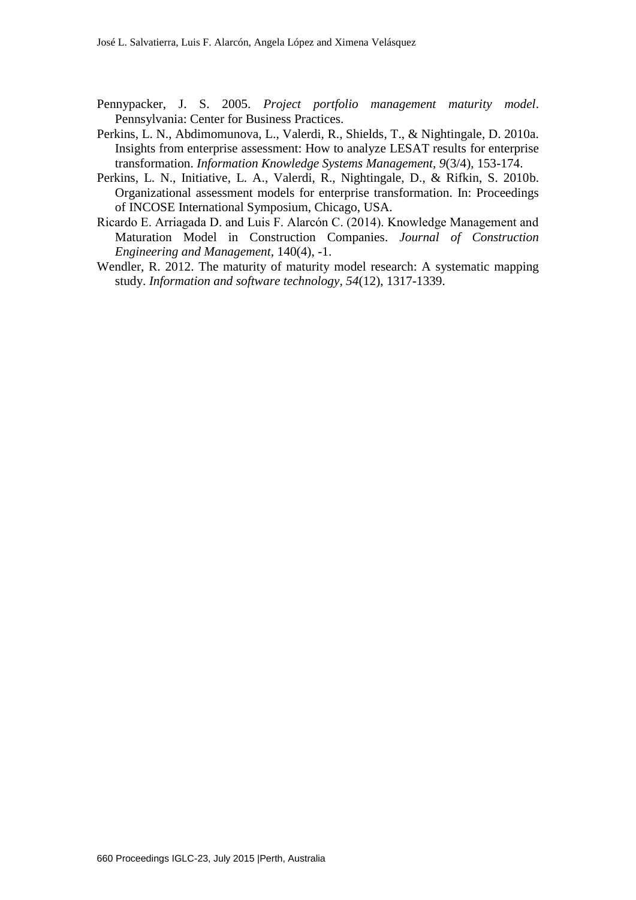Pennypacker, J. S. 2005. *Project portfolio management maturity model*. Pennsylvania: Center for Business Practices.

Perkins, L. N., Abdimomunova, L., Valerdi, R., Shields, T., & Nightingale, D. 2010a. Insights from enterprise assessment: How to analyze LESAT results for enterprise transformation. *Information Knowledge Systems Management, 9*(3/4), 153-174.

Perkins, L. N., Initiative, L. A., Valerdi, R., Nightingale, D., & Rifkin, S. 2010b. Organizational assessment models for enterprise transformation. In: Proceedings of INCOSE International Symposium, Chicago, USA.

Ricardo E. Arriagada D. and Luis F. Alarcón C. (2014). Knowledge Management and Maturation Model in Construction Companies. *Journal of Construction Engineering and Management*, 140(4), -1.

Wendler, R. 2012. The maturity of maturity model research: A systematic mapping study. *Information and software technology, 54*(12), 1317-1339.